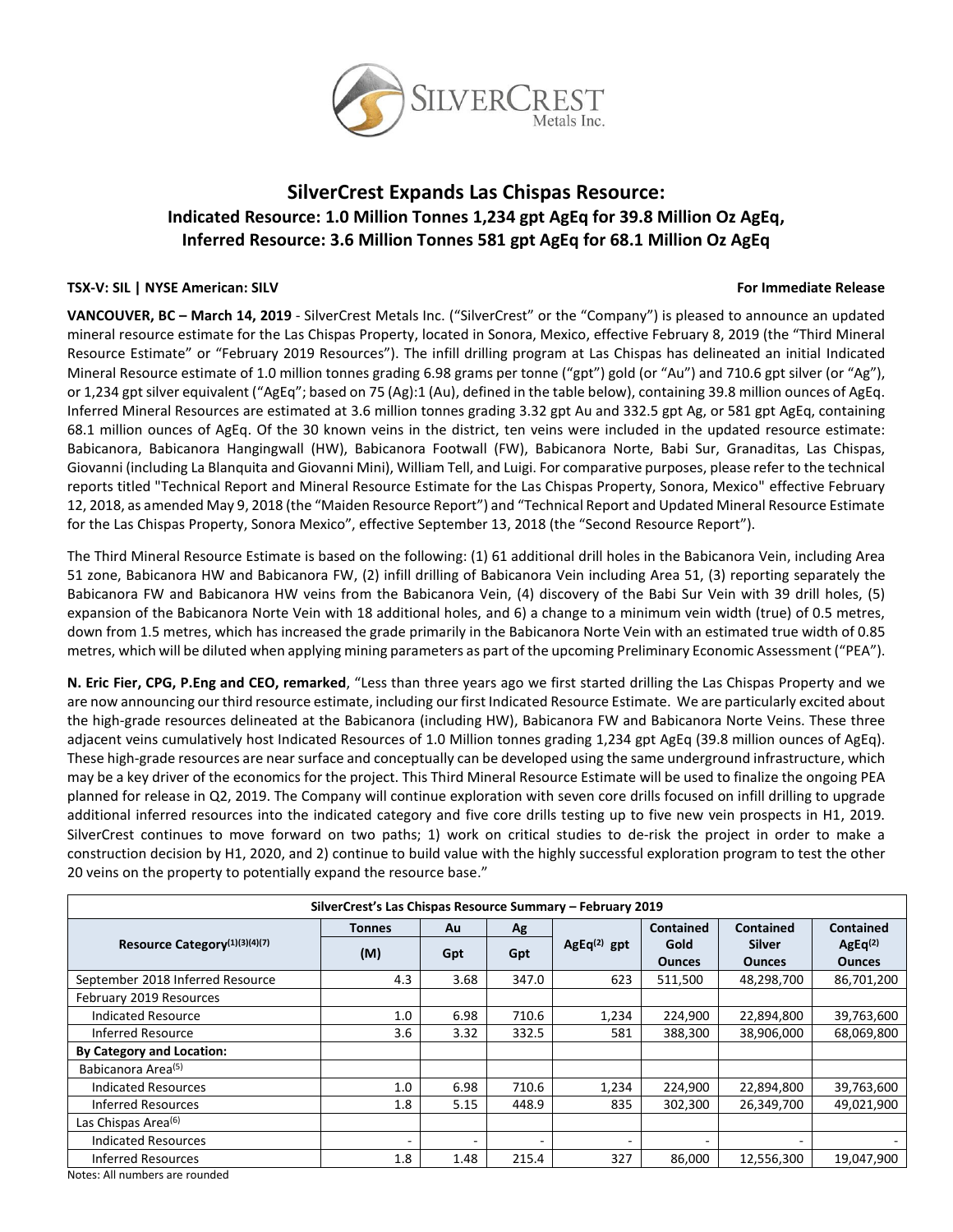# SilverCrest Expands Las Chispas Resource:

## Indicated Resource: 1.0 Million Tonnes 1,234 gpt AgEq for 39.8 Million Oz AgEq, Inferred Resource: 3.6 Million Tonnes 581 gpt AgEq for 68.1 Million Oz AgEq

**TSX-V: SIL | NYSE American: SILV** **For Immediate Release**

**VANCOUVER, BC – March 14, 2019** - SilverCrest Metals Inc. ("SilverCrest" or the "Company") is pleased to announce an updated mineral resource estimate for the Las Chispas Property, located in Sonora, Mexico, effective February 8, 2019 (the "Third Mineral Resource Estimate" or "February 2019 Resources"). The infill drilling program at Las Chispas has delineated an initial Indicated Mineral Resource estimate of 1.0 million tonnes grading 6.98 grams per tonne ("gpt") gold (or "Au") and 710.6 gpt silver (or "Ag"), or 1,234 gpt silver equivalent ("AgEq"; based on 75 (Ag):1 (Au), defined in the table below), containing 39.8 million ounces of AgEq. Inferred Mineral Resources are estimated at 3.6 million tonnes grading 3.32 gpt Au and 332.5 gpt Ag, or 581 gpt AgEq, containing 68.1 million ounces of AgEq. Of the 30 known veins in the district, ten veins were included in the updated resource estimate: Babicanora, Babicanora Hangingwall (HW), Babicanora Footwall (FW), Babicanora Norte, Babi Sur, Granaditas, Las Chispas, Giovanni (including La Blanquita and Giovanni Mini), William Tell, and Luigi. For comparative purposes, please refer to the technical reports titled "Technical Report and Mineral Resource Estimate for the Las Chispas Property, Sonora, Mexico" effective February 12, 2018, as amended May 9, 2018 (the "Maiden Resource Report") and "Technical Report and Updated Mineral Resource Estimate for the Las Chispas Property, Sonora Mexico", effective September 13, 2018 (the "Second Resource Report").

The Third Mineral Resource Estimate is based on the following: (1) 61 additional drill holes in the Babicanora Vein, including Area 51 zone, Babicanora HW and Babicanora FW, (2) infill drilling of Babicanora Vein including Area 51, (3) reporting separately the Babicanora FW and Babicanora HW veins from the Babicanora Vein, (4) discovery of the Babi Sur Vein with 39 drill holes, (5) expansion of the Babicanora Norte Vein with 18 additional holes, and 6) a change to a minimum vein width (true) of 0.5 metres, down from 1.5 metres, which has increased the grade primarily in the Babicanora Norte Vein with an estimated true width of 0.85 metres, which will be diluted when applying mining parameters as part of the upcoming Preliminary Economic Assessment ("PEA").

**N. Eric Fier, CPG, P.Eng and CEO, remarked**, "Less than three years ago we first started drilling the Las Chispas Property and we are now announcing our third resource estimate, including our first Indicated Resource Estimate. We are particularly excited about the high-grade resources delineated at the Babicanora (including HW), Babicanora FW and Babicanora Norte Veins. These three adjacent veins cumulatively host Indicated Resources of 1.0 Million tonnes grading 1,234 gpt AgEq (39.8 million ounces of AgEq). These high-grade resources are near surface and conceptually can be developed using the same underground infrastructure, which may be a key driver of the economics for the project. This Third Mineral Resource Estimate will be used to finalize the ongoing PEA planned for release in Q2, 2019. The Company will continue exploration with seven core drills focused on infill drilling to upgrade additional inferred resources into the indicated category and five core drills testing up to five new vein prospects in H1, 2019. SilverCrest continues to move forward on two paths; 1) work on critical studies to de-risk the project in order to make a construction decision by H1, 2020, and 2) continue to build value with the highly successful exploration program to test the other 20 veins on the property to potentially expand the resource base."

| SilverCrest's Las Chispas Resource Summary – February 2019 | | | | | | | |
|---|---|---|---|---|---|---|---|
| Resource Category[1][3][4][7] | Tonnes (M) | Au Gpt | Ag Gpt | AgEq[2] gpt | Contained Gold Ounces | Contained Silver Ounces | Contained AgEq[2] Ounces |
| September 2018 Inferred Resource | 4.3 | 3.68 | 347.0 | 623 | 511,500 | 48,298,700 | 86,701,200 |
| February 2019 Resources | | | | | | | |
| Indicated Resource | 1.0 | 6.98 | 710.6 | 1,234 | 224,900 | 22,894,800 | 39,763,600 |
| Inferred Resource | 3.6 | 3.32 | 332.5 | 581 | 388,300 | 38,906,000 | 68,069,800 |
| **By Category and Location:** | | | | | | | |
| Babicanora Area[5] | | | | | | | |
| Indicated Resources | 1.0 | 6.98 | 710.6 | 1,234 | 224,900 | 22,894,800 | 39,763,600 |
| Inferred Resources | 1.8 | 5.15 | 448.9 | 835 | 302,300 | 26,349,700 | 49,021,900 |
| Las Chispas Area[6] | | | | | | | |
| Indicated Resources | - | - | - | - | - | - | - |
| Inferred Resources | 1.8 | 1.48 | 215.4 | 327 | 86,000 | 12,556,300 | 19,047,900 |

Notes: All numbers are rounded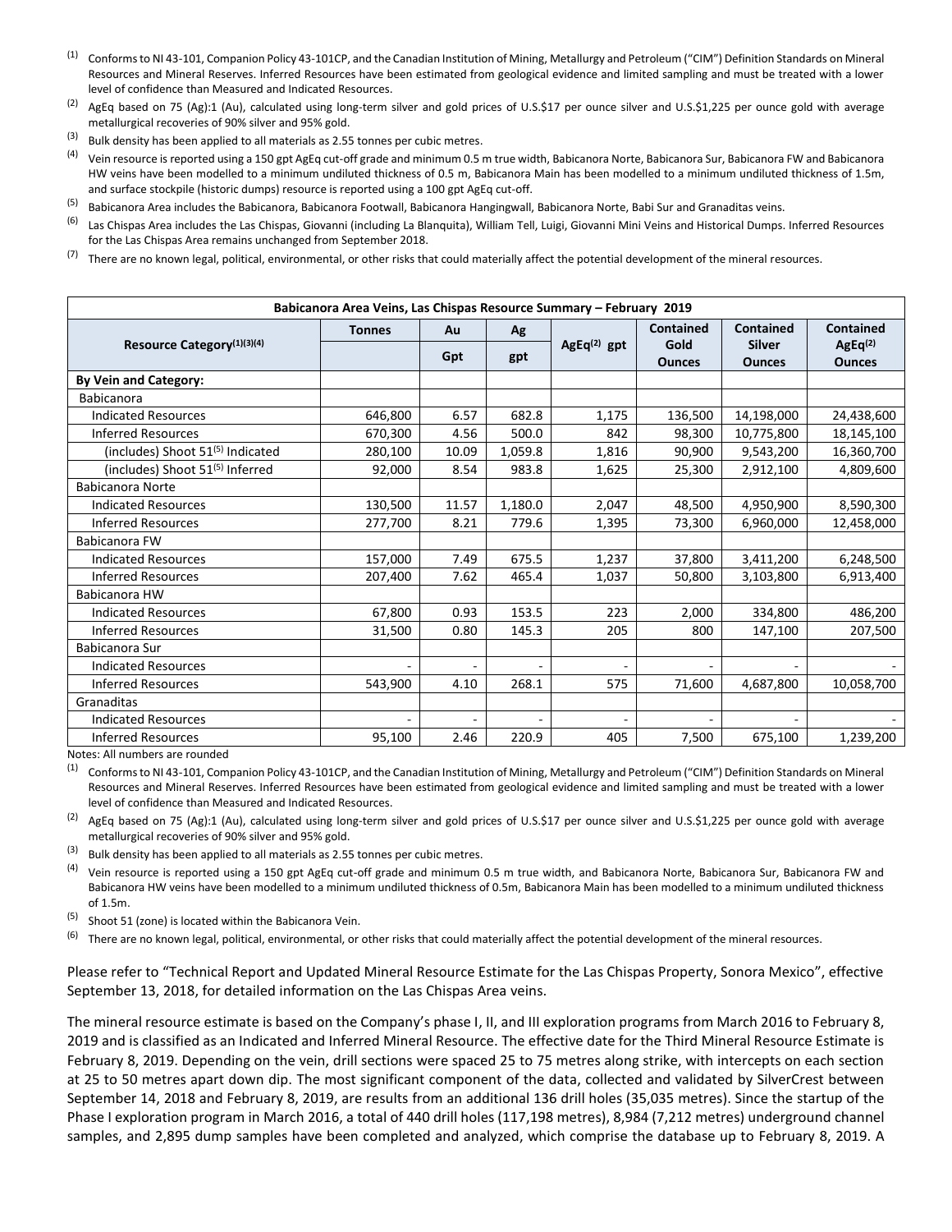(1) Conforms to NI 43-101, Companion Policy 43-101CP, and the Canadian Institution of Mining, Metallurgy and Petroleum ("CIM") Definition Standards on Mineral Resources and Mineral Reserves. Inferred Resources have been estimated from geological evidence and limited sampling and must be treated with a lower level of confidence than Measured and Indicated Resources.

(2) AgEq based on 75 (Ag):1 (Au), calculated using long-term silver and gold prices of U.S.$17 per ounce silver and U.S.$1,225 per ounce gold with average metallurgical recoveries of 90% silver and 95% gold.

(3) Bulk density has been applied to all materials as 2.55 tonnes per cubic metres.

(4) Vein resource is reported using a 150 gpt AgEq cut-off grade and minimum 0.5 m true width, Babicanora Norte, Babicanora Sur, Babicanora FW and Babicanora HW veins have been modelled to a minimum undiluted thickness of 0.5 m, Babicanora Main has been modelled to a minimum undiluted thickness of 1.5m, and surface stockpile (historic dumps) resource is reported using a 100 gpt AgEq cut-off.

(5) Babicanora Area includes the Babicanora, Babicanora Footwall, Babicanora Hangingwall, Babicanora Norte, Babi Sur and Granaditas veins.

(6) Las Chispas Area includes the Las Chispas, Giovanni (including La Blanquita), William Tell, Luigi, Giovanni Mini Veins and Historical Dumps. Inferred Resources for the Las Chispas Area remains unchanged from September 2018.

(7) There are no known legal, political, environmental, or other risks that could materially affect the potential development of the mineral resources.

| Babicanora Area Veins, Las Chispas Resource Summary – February 2019 | | | | | | | |
|---|---|---|---|---|---|---|---|
| Resource Category(1)(3)(4) | Tonnes | Au Gpt | Ag gpt | AgEq(2) gpt | Contained Gold Ounces | Contained Silver Ounces | Contained AgEq(2) Ounces |
| **By Vein and Category:** | | | | | | | |
| Babicanora | | | | | | | |
| Indicated Resources | 646,800 | 6.57 | 682.8 | 1,175 | 136,500 | 14,198,000 | 24,438,600 |
| Inferred Resources | 670,300 | 4.56 | 500.0 | 842 | 98,300 | 10,775,800 | 18,145,100 |
| (includes) Shoot 51(5) Indicated | 280,100 | 10.09 | 1,059.8 | 1,816 | 90,900 | 9,543,200 | 16,360,700 |
| (includes) Shoot 51(5) Inferred | 92,000 | 8.54 | 983.8 | 1,625 | 25,300 | 2,912,100 | 4,809,600 |
| Babicanora Norte | | | | | | | |
| Indicated Resources | 130,500 | 11.57 | 1,180.0 | 2,047 | 48,500 | 4,950,900 | 8,590,300 |
| Inferred Resources | 277,700 | 8.21 | 779.6 | 1,395 | 73,300 | 6,960,000 | 12,458,000 |
| Babicanora FW | | | | | | | |
| Indicated Resources | 157,000 | 7.49 | 675.5 | 1,237 | 37,800 | 3,411,200 | 6,248,500 |
| Inferred Resources | 207,400 | 7.62 | 465.4 | 1,037 | 50,800 | 3,103,800 | 6,913,400 |
| Babicanora HW | | | | | | | |
| Indicated Resources | 67,800 | 0.93 | 153.5 | 223 | 2,000 | 334,800 | 486,200 |
| Inferred Resources | 31,500 | 0.80 | 145.3 | 205 | 800 | 147,100 | 207,500 |
| Babicanora Sur | | | | | | | |
| Indicated Resources | - | - | - | - | - | - | - |
| Inferred Resources | 543,900 | 4.10 | 268.1 | 575 | 71,600 | 4,687,800 | 10,058,700 |
| Granaditas | | | | | | | |
| Indicated Resources | - | - | - | - | - | - | - |
| Inferred Resources | 95,100 | 2.46 | 220.9 | 405 | 7,500 | 675,100 | 1,239,200 |

Notes: All numbers are rounded

(1) Conforms to NI 43-101, Companion Policy 43-101CP, and the Canadian Institution of Mining, Metallurgy and Petroleum ("CIM") Definition Standards on Mineral Resources and Mineral Reserves. Inferred Resources have been estimated from geological evidence and limited sampling and must be treated with a lower level of confidence than Measured and Indicated Resources.

(2) AgEq based on 75 (Ag):1 (Au), calculated using long-term silver and gold prices of U.S.$17 per ounce silver and U.S.$1,225 per ounce gold with average metallurgical recoveries of 90% silver and 95% gold.

(3) Bulk density has been applied to all materials as 2.55 tonnes per cubic metres.

(4) Vein resource is reported using a 150 gpt AgEq cut-off grade and minimum 0.5 m true width, and Babicanora Norte, Babicanora Sur, Babicanora FW and Babicanora HW veins have been modelled to a minimum undiluted thickness of 0.5m, Babicanora Main has been modelled to a minimum undiluted thickness of 1.5m.

(5) Shoot 51 (zone) is located within the Babicanora Vein.

(6) There are no known legal, political, environmental, or other risks that could materially affect the potential development of the mineral resources.

Please refer to "Technical Report and Updated Mineral Resource Estimate for the Las Chispas Property, Sonora Mexico", effective September 13, 2018, for detailed information on the Las Chispas Area veins.

The mineral resource estimate is based on the Company's phase I, II, and III exploration programs from March 2016 to February 8, 2019 and is classified as an Indicated and Inferred Mineral Resource. The effective date for the Third Mineral Resource Estimate is February 8, 2019. Depending on the vein, drill sections were spaced 25 to 75 metres along strike, with intercepts on each section at 25 to 50 metres apart down dip. The most significant component of the data, collected and validated by SilverCrest between September 14, 2018 and February 8, 2019, are results from an additional 136 drill holes (35,035 metres). Since the startup of the Phase I exploration program in March 2016, a total of 440 drill holes (117,198 metres), 8,984 (7,212 metres) underground channel samples, and 2,895 dump samples have been completed and analyzed, which comprise the database up to February 8, 2019. A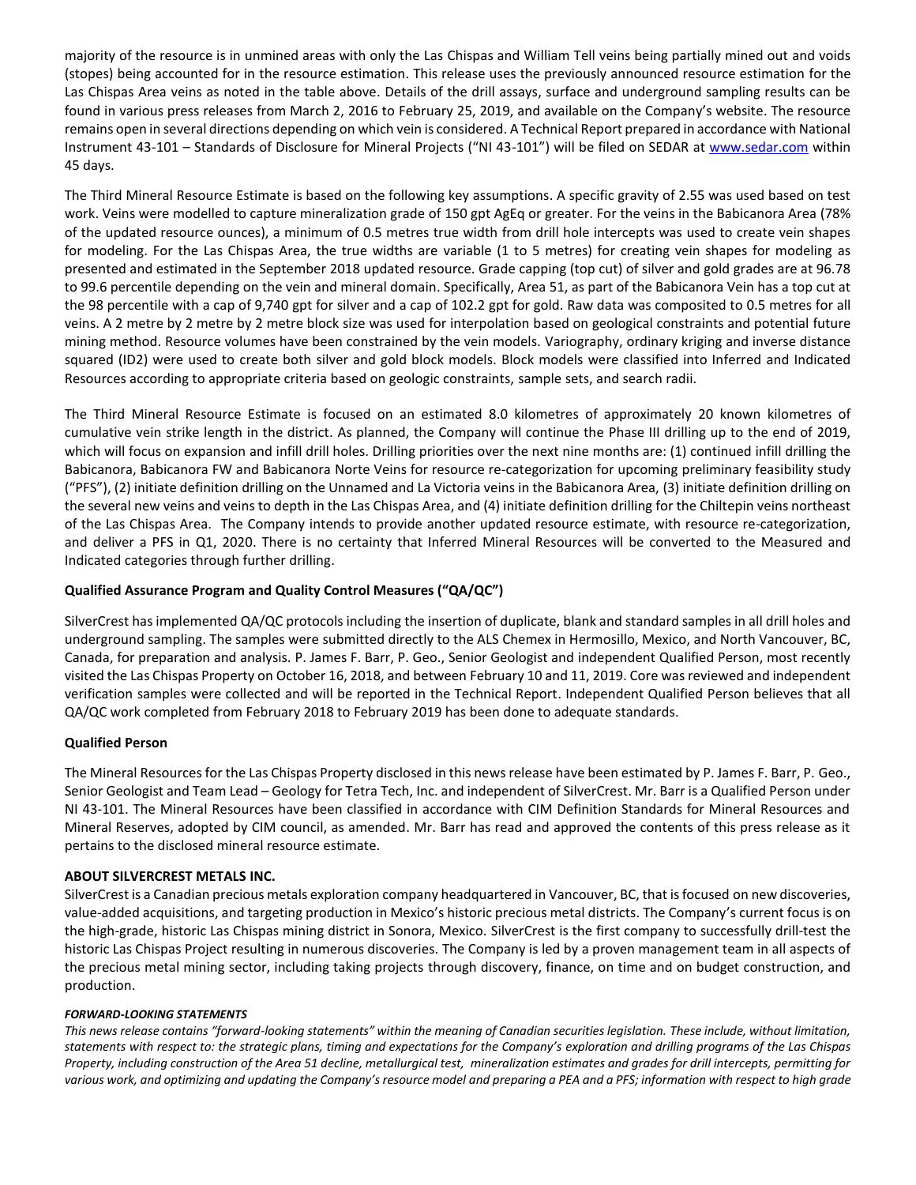majority of the resource is in unmined areas with only the Las Chispas and William Tell veins being partially mined out and voids (stopes) being accounted for in the resource estimation. This release uses the previously announced resource estimation for the Las Chispas Area veins as noted in the table above. Details of the drill assays, surface and underground sampling results can be found in various press releases from March 2, 2016 to February 25, 2019, and available on the Company's website. The resource remains open in several directions depending on which vein is considered. A Technical Report prepared in accordance with National Instrument 43-101 – Standards of Disclosure for Mineral Projects ("NI 43-101") will be filed on SEDAR at www.sedar.com within 45 days.

The Third Mineral Resource Estimate is based on the following key assumptions. A specific gravity of 2.55 was used based on test work. Veins were modelled to capture mineralization grade of 150 gpt AgEq or greater. For the veins in the Babicanora Area (78% of the updated resource ounces), a minimum of 0.5 metres true width from drill hole intercepts was used to create vein shapes for modeling. For the Las Chispas Area, the true widths are variable (1 to 5 metres) for creating vein shapes for modeling as presented and estimated in the September 2018 updated resource. Grade capping (top cut) of silver and gold grades are at 96.78 to 99.6 percentile depending on the vein and mineral domain. Specifically, Area 51, as part of the Babicanora Vein has a top cut at the 98 percentile with a cap of 9,740 gpt for silver and a cap of 102.2 gpt for gold. Raw data was composited to 0.5 metres for all veins. A 2 metre by 2 metre by 2 metre block size was used for interpolation based on geological constraints and potential future mining method. Resource volumes have been constrained by the vein models. Variography, ordinary kriging and inverse distance squared (ID2) were used to create both silver and gold block models. Block models were classified into Inferred and Indicated Resources according to appropriate criteria based on geologic constraints, sample sets, and search radii.

The Third Mineral Resource Estimate is focused on an estimated 8.0 kilometres of approximately 20 known kilometres of cumulative vein strike length in the district. As planned, the Company will continue the Phase III drilling up to the end of 2019, which will focus on expansion and infill drill holes. Drilling priorities over the next nine months are: (1) continued infill drilling the Babicanora, Babicanora FW and Babicanora Norte Veins for resource re-categorization for upcoming preliminary feasibility study ("PFS"), (2) initiate definition drilling on the Unnamed and La Victoria veins in the Babicanora Area, (3) initiate definition drilling on the several new veins and veins to depth in the Las Chispas Area, and (4) initiate definition drilling for the Chiltepin veins northeast of the Las Chispas Area. The Company intends to provide another updated resource estimate, with resource re-categorization, and deliver a PFS in Q1, 2020. There is no certainty that Inferred Mineral Resources will be converted to the Measured and Indicated categories through further drilling.

**Qualified Assurance Program and Quality Control Measures ("QA/QC")**

SilverCrest has implemented QA/QC protocols including the insertion of duplicate, blank and standard samples in all drill holes and underground sampling. The samples were submitted directly to the ALS Chemex in Hermosillo, Mexico, and North Vancouver, BC, Canada, for preparation and analysis. P. James F. Barr, P. Geo., Senior Geologist and independent Qualified Person, most recently visited the Las Chispas Property on October 16, 2018, and between February 10 and 11, 2019. Core was reviewed and independent verification samples were collected and will be reported in the Technical Report. Independent Qualified Person believes that all QA/QC work completed from February 2018 to February 2019 has been done to adequate standards.

**Qualified Person**

The Mineral Resources for the Las Chispas Property disclosed in this news release have been estimated by P. James F. Barr, P. Geo., Senior Geologist and Team Lead – Geology for Tetra Tech, Inc. and independent of SilverCrest. Mr. Barr is a Qualified Person under NI 43-101. The Mineral Resources have been classified in accordance with CIM Definition Standards for Mineral Resources and Mineral Reserves, adopted by CIM council, as amended. Mr. Barr has read and approved the contents of this press release as it pertains to the disclosed mineral resource estimate.

**ABOUT SILVERCREST METALS INC.**

SilverCrest is a Canadian precious metals exploration company headquartered in Vancouver, BC, that is focused on new discoveries, value-added acquisitions, and targeting production in Mexico's historic precious metal districts. The Company's current focus is on the high-grade, historic Las Chispas mining district in Sonora, Mexico. SilverCrest is the first company to successfully drill-test the historic Las Chispas Project resulting in numerous discoveries. The Company is led by a proven management team in all aspects of the precious metal mining sector, including taking projects through discovery, finance, on time and on budget construction, and production.

***FORWARD-LOOKING STATEMENTS***

*This news release contains "forward-looking statements" within the meaning of Canadian securities legislation. These include, without limitation, statements with respect to: the strategic plans, timing and expectations for the Company's exploration and drilling programs of the Las Chispas Property, including construction of the Area 51 decline, metallurgical test, mineralization estimates and grades for drill intercepts, permitting for various work, and optimizing and updating the Company's resource model and preparing a PEA and a PFS; information with respect to high grade*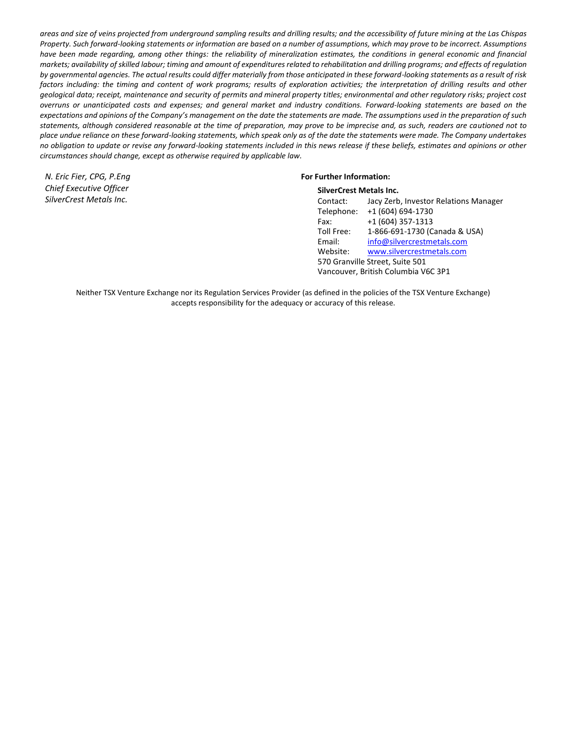*areas and size of veins projected from underground sampling results and drilling results; and the accessibility of future mining at the Las Chispas Property. Such forward-looking statements or information are based on a number of assumptions, which may prove to be incorrect. Assumptions have been made regarding, among other things: the reliability of mineralization estimates, the conditions in general economic and financial markets; availability of skilled labour; timing and amount of expenditures related to rehabilitation and drilling programs; and effects of regulation by governmental agencies. The actual results could differ materially from those anticipated in these forward-looking statements as a result of risk factors including: the timing and content of work programs; results of exploration activities; the interpretation of drilling results and other geological data; receipt, maintenance and security of permits and mineral property titles; environmental and other regulatory risks; project cost overruns or unanticipated costs and expenses; and general market and industry conditions. Forward-looking statements are based on the expectations and opinions of the Company's management on the date the statements are made. The assumptions used in the preparation of such statements, although considered reasonable at the time of preparation, may prove to be imprecise and, as such, readers are cautioned not to place undue reliance on these forward-looking statements, which speak only as of the date the statements were made. The Company undertakes no obligation to update or revise any forward-looking statements included in this news release if these beliefs, estimates and opinions or other circumstances should change, except as otherwise required by applicable law.*

*N. Eric Fier, CPG, P.Eng*
*Chief Executive Officer*
*SilverCrest Metals Inc.*

**For Further Information:**

**SilverCrest Metals Inc.**

Contact: Jacy Zerb, Investor Relations Manager
Telephone: +1 (604) 694-1730
Fax: +1 (604) 357-1313
Toll Free: 1-866-691-1730 (Canada & USA)
Email: info@silvercrestmetals.com
Website: www.silvercrestmetals.com
570 Granville Street, Suite 501
Vancouver, British Columbia V6C 3P1

Neither TSX Venture Exchange nor its Regulation Services Provider (as defined in the policies of the TSX Venture Exchange) accepts responsibility for the adequacy or accuracy of this release.